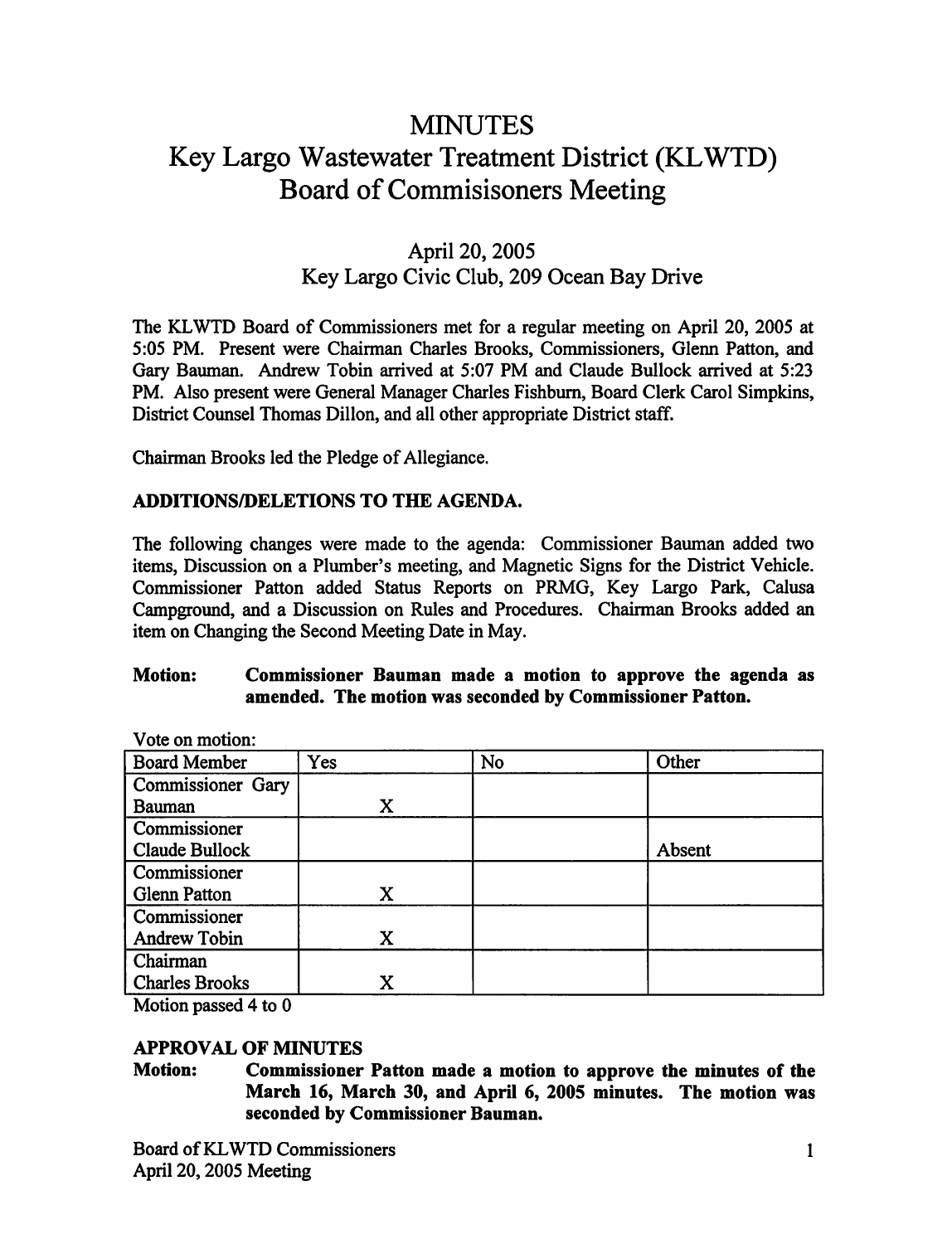# MINUTES
# Key Largo Wastewater Treatment District (KLWTD) Board of Commisisoners Meeting

April 20, 2005
Key Largo Civic Club, 209 Ocean Bay Drive

The KLWTD Board of Commissioners met for a regular meeting on April 20, 2005 at 5:05 PM. Present were Chairman Charles Brooks, Commissioners, Glenn Patton, and Gary Bauman. Andrew Tobin arrived at 5:07 PM and Claude Bullock arrived at 5:23 PM. Also present were General Manager Charles Fishburn, Board Clerk Carol Simpkins, District Counsel Thomas Dillon, and all other appropriate District staff.

Chairman Brooks led the Pledge of Allegiance.

**ADDITIONS/DELETIONS TO THE AGENDA.**

The following changes were made to the agenda: Commissioner Bauman added two items, Discussion on a Plumber's meeting, and Magnetic Signs for the District Vehicle. Commissioner Patton added Status Reports on PRMG, Key Largo Park, Calusa Campground, and a Discussion on Rules and Procedures. Chairman Brooks added an item on Changing the Second Meeting Date in May.

**Motion: Commissioner Bauman made a motion to approve the agenda as amended. The motion was seconded by Commissioner Patton.**

Vote on motion:

| Board Member | Yes | No | Other |
|---|---|---|---|
| Commissioner Gary Bauman | X | | |
| Commissioner Claude Bullock | | | Absent |
| Commissioner Glenn Patton | X | | |
| Commissioner Andrew Tobin | X | | |
| Chairman Charles Brooks | X | | |

Motion passed 4 to 0

**APPROVAL OF MINUTES**

**Motion: Commissioner Patton made a motion to approve the minutes of the March 16, March 30, and April 6, 2005 minutes. The motion was seconded by Commissioner Bauman.**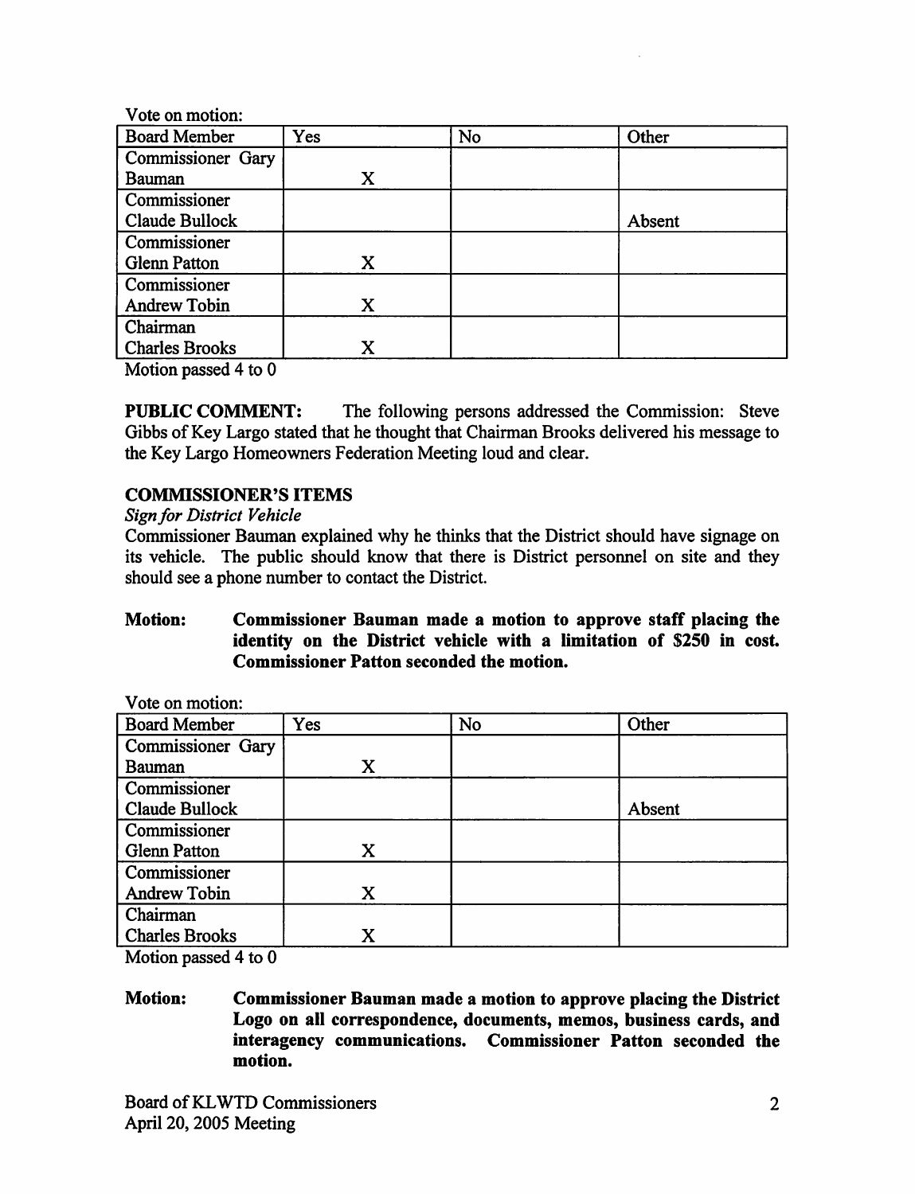Vote on motion:

| Board Member | Yes | No | Other |
|---|---|---|---|
| Commissioner Gary Bauman | X | | |
| Commissioner Claude Bullock | | | Absent |
| Commissioner Glenn Patton | X | | |
| Commissioner Andrew Tobin | X | | |
| Chairman Charles Brooks | X | | |

Motion passed 4 to 0

**PUBLIC COMMENT:** The following persons addressed the Commission: Steve Gibbs of Key Largo stated that he thought that Chairman Brooks delivered his message to the Key Largo Homeowners Federation Meeting loud and clear.

**COMMISSIONER'S ITEMS**

*Sign for District Vehicle*

Commissioner Bauman explained why he thinks that the District should have signage on its vehicle. The public should know that there is District personnel on site and they should see a phone number to contact the District.

**Motion: Commissioner Bauman made a motion to approve staff placing the identity on the District vehicle with a limitation of $250 in cost. Commissioner Patton seconded the motion.**

Vote on motion:

| Board Member | Yes | No | Other |
|---|---|---|---|
| Commissioner Gary Bauman | X | | |
| Commissioner Claude Bullock | | | Absent |
| Commissioner Glenn Patton | X | | |
| Commissioner Andrew Tobin | X | | |
| Chairman Charles Brooks | X | | |

Motion passed 4 to 0

**Motion: Commissioner Bauman made a motion to approve placing the District Logo on all correspondence, documents, memos, business cards, and interagency communications. Commissioner Patton seconded the motion.**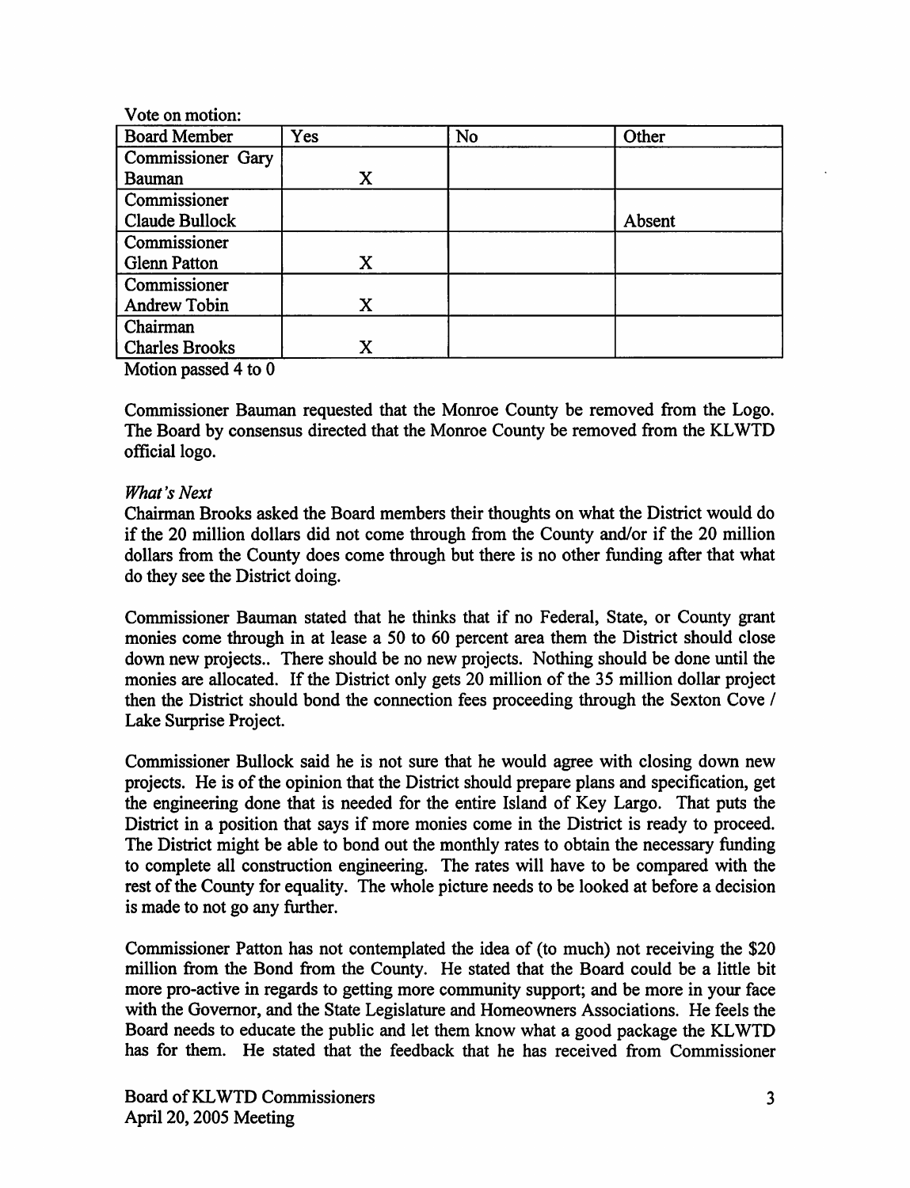Vote on motion:

| Board Member | Yes | No | Other |
|---|---|---|---|
| Commissioner Gary Bauman | X | | |
| Commissioner Claude Bullock | | | Absent |
| Commissioner Glenn Patton | X | | |
| Commissioner Andrew Tobin | X | | |
| Chairman Charles Brooks | X | | |

Motion passed 4 to 0

Commissioner Bauman requested that the Monroe County be removed from the Logo. The Board by consensus directed that the Monroe County be removed from the KLWTD official logo.

*What's Next*

Chairman Brooks asked the Board members their thoughts on what the District would do if the 20 million dollars did not come through from the County and/or if the 20 million dollars from the County does come through but there is no other funding after that what do they see the District doing.

Commissioner Bauman stated that he thinks that if no Federal, State, or County grant monies come through in at lease a 50 to 60 percent area them the District should close down new projects.. There should be no new projects. Nothing should be done until the monies are allocated. If the District only gets 20 million of the 35 million dollar project then the District should bond the connection fees proceeding through the Sexton Cove / Lake Surprise Project.

Commissioner Bullock said he is not sure that he would agree with closing down new projects. He is of the opinion that the District should prepare plans and specification, get the engineering done that is needed for the entire Island of Key Largo. That puts the District in a position that says if more monies come in the District is ready to proceed. The District might be able to bond out the monthly rates to obtain the necessary funding to complete all construction engineering. The rates will have to be compared with the rest of the County for equality. The whole picture needs to be looked at before a decision is made to not go any further.

Commissioner Patton has not contemplated the idea of (to much) not receiving the $20 million from the Bond from the County. He stated that the Board could be a little bit more pro-active in regards to getting more community support; and be more in your face with the Governor, and the State Legislature and Homeowners Associations. He feels the Board needs to educate the public and let them know what a good package the KLWTD has for them. He stated that the feedback that he has received from Commissioner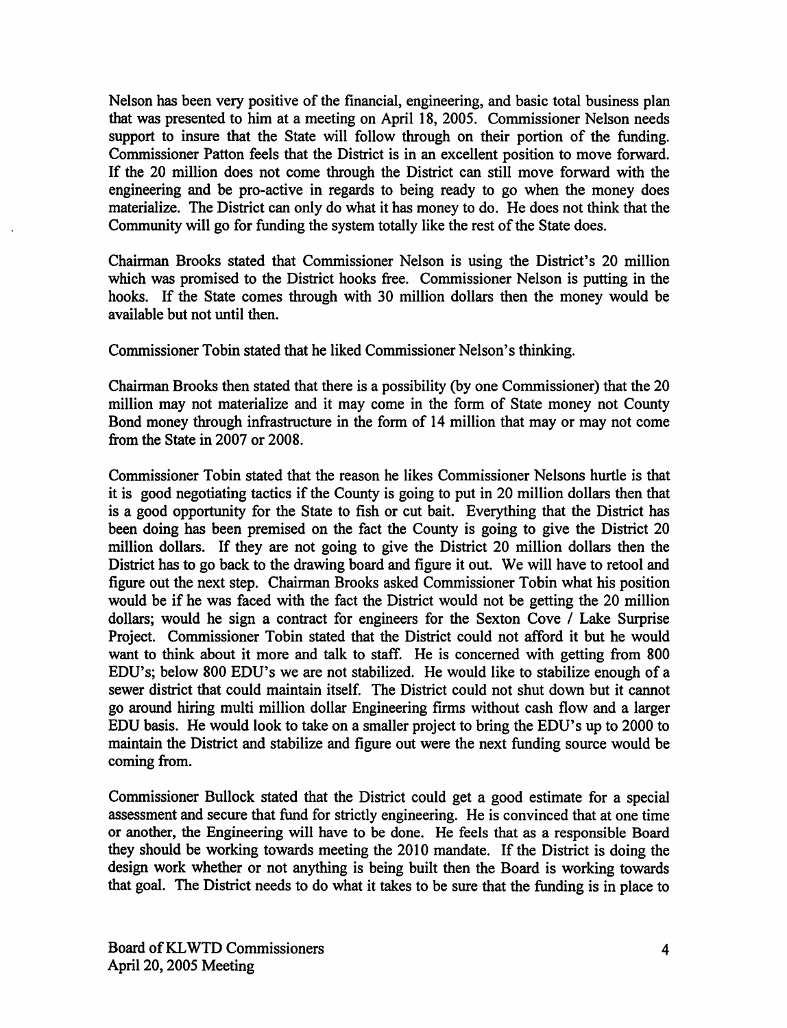Nelson has been very positive of the financial, engineering, and basic total business plan that was presented to him at a meeting on April 18, 2005. Commissioner Nelson needs support to insure that the State will follow through on their portion of the funding. Commissioner Patton feels that the District is in an excellent position to move forward. If the 20 million does not come through the District can still move forward with the engineering and be pro-active in regards to being ready to go when the money does materialize. The District can only do what it has money to do. He does not think that the Community will go for funding the system totally like the rest of the State does.

Chairman Brooks stated that Commissioner Nelson is using the District's 20 million which was promised to the District hooks free. Commissioner Nelson is putting in the hooks. If the State comes through with 30 million dollars then the money would be available but not until then.

Commissioner Tobin stated that he liked Commissioner Nelson's thinking.

Chairman Brooks then stated that there is a possibility (by one Commissioner) that the 20 million may not materialize and it may come in the form of State money not County Bond money through infrastructure in the form of 14 million that may or may not come from the State in 2007 or 2008.

Commissioner Tobin stated that the reason he likes Commissioner Nelsons hurtle is that it is good negotiating tactics if the County is going to put in 20 million dollars then that is a good opportunity for the State to fish or cut bait. Everything that the District has been doing has been premised on the fact the County is going to give the District 20 million dollars. If they are not going to give the District 20 million dollars then the District has to go back to the drawing board and figure it out. We will have to retool and figure out the next step. Chairman Brooks asked Commissioner Tobin what his position would be if he was faced with the fact the District would not be getting the 20 million dollars; would he sign a contract for engineers for the Sexton Cove / Lake Surprise Project. Commissioner Tobin stated that the District could not afford it but he would want to think about it more and talk to staff. He is concerned with getting from 800 EDU's; below 800 EDU's we are not stabilized. He would like to stabilize enough of a sewer district that could maintain itself. The District could not shut down but it cannot go around hiring multi million dollar Engineering firms without cash flow and a larger EDU basis. He would look to take on a smaller project to bring the EDU's up to 2000 to maintain the District and stabilize and figure out were the next funding source would be coming from.

Commissioner Bullock stated that the District could get a good estimate for a special assessment and secure that fund for strictly engineering. He is convinced that at one time or another, the Engineering will have to be done. He feels that as a responsible Board they should be working towards meeting the 2010 mandate. If the District is doing the design work whether or not anything is being built then the Board is working towards that goal. The District needs to do what it takes to be sure that the funding is in place to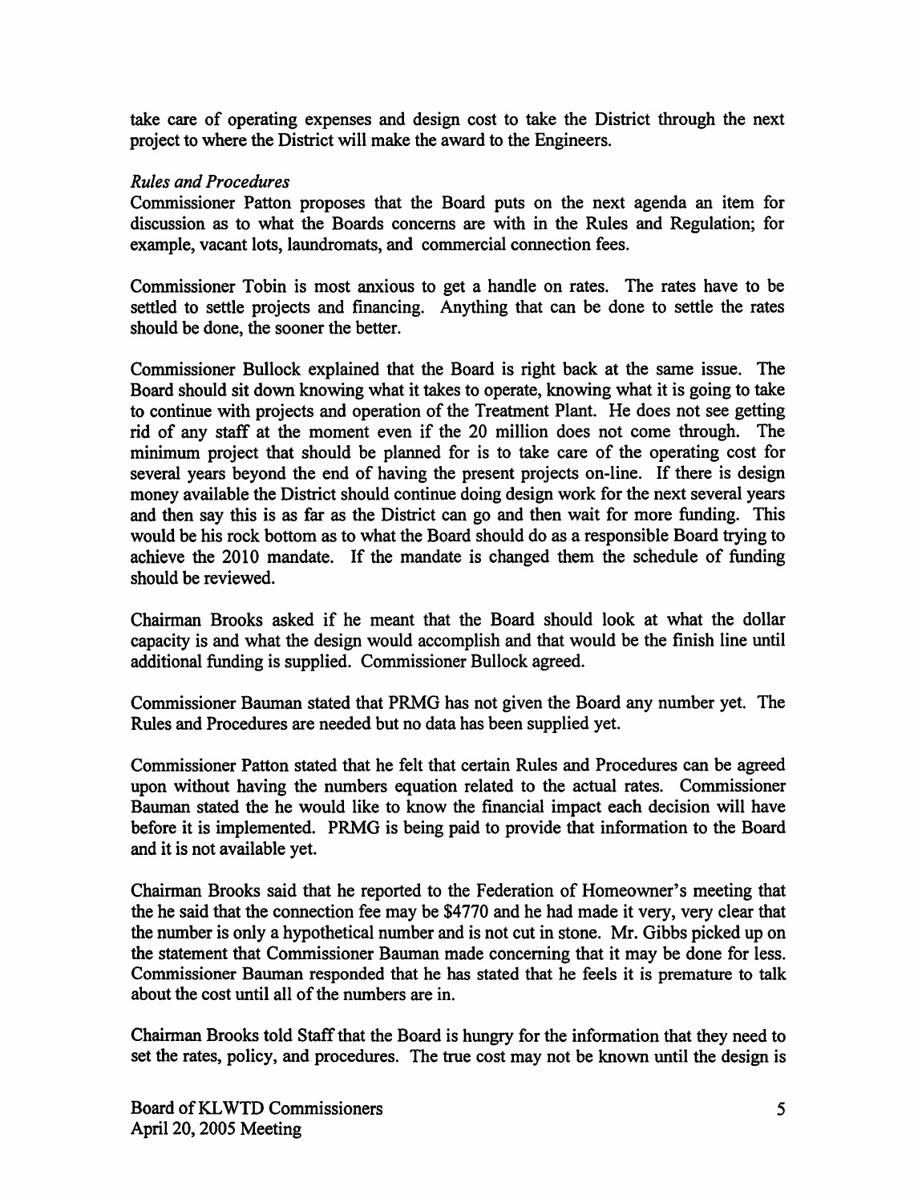take care of operating expenses and design cost to take the District through the next project to where the District will make the award to the Engineers.

*Rules and Procedures*

Commissioner Patton proposes that the Board puts on the next agenda an item for discussion as to what the Boards concerns are with in the Rules and Regulation; for example, vacant lots, laundromats, and commercial connection fees.

Commissioner Tobin is most anxious to get a handle on rates. The rates have to be settled to settle projects and financing. Anything that can be done to settle the rates should be done, the sooner the better.

Commissioner Bullock explained that the Board is right back at the same issue. The Board should sit down knowing what it takes to operate, knowing what it is going to take to continue with projects and operation of the Treatment Plant. He does not see getting rid of any staff at the moment even if the 20 million does not come through. The minimum project that should be planned for is to take care of the operating cost for several years beyond the end of having the present projects on-line. If there is design money available the District should continue doing design work for the next several years and then say this is as far as the District can go and then wait for more funding. This would be his rock bottom as to what the Board should do as a responsible Board trying to achieve the 2010 mandate. If the mandate is changed them the schedule of funding should be reviewed.

Chairman Brooks asked if he meant that the Board should look at what the dollar capacity is and what the design would accomplish and that would be the finish line until additional funding is supplied. Commissioner Bullock agreed.

Commissioner Bauman stated that PRMG has not given the Board any number yet. The Rules and Procedures are needed but no data has been supplied yet.

Commissioner Patton stated that he felt that certain Rules and Procedures can be agreed upon without having the numbers equation related to the actual rates. Commissioner Bauman stated the he would like to know the financial impact each decision will have before it is implemented. PRMG is being paid to provide that information to the Board and it is not available yet.

Chairman Brooks said that he reported to the Federation of Homeowner's meeting that the he said that the connection fee may be $4770 and he had made it very, very clear that the number is only a hypothetical number and is not cut in stone. Mr. Gibbs picked up on the statement that Commissioner Bauman made concerning that it may be done for less. Commissioner Bauman responded that he has stated that he feels it is premature to talk about the cost until all of the numbers are in.

Chairman Brooks told Staff that the Board is hungry for the information that they need to set the rates, policy, and procedures. The true cost may not be known until the design is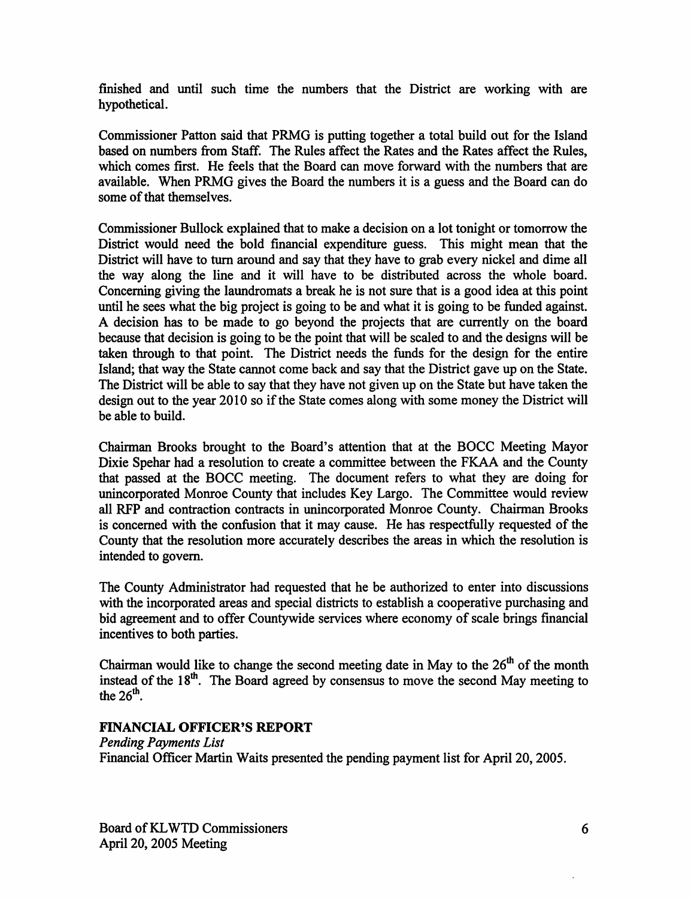finished and until such time the numbers that the District are working with are hypothetical.

Commissioner Patton said that PRMG is putting together a total build out for the Island based on numbers from Staff. The Rules affect the Rates and the Rates affect the Rules, which comes first. He feels that the Board can move forward with the numbers that are available. When PRMG gives the Board the numbers it is a guess and the Board can do some of that themselves.

Commissioner Bullock explained that to make a decision on a lot tonight or tomorrow the District would need the bold financial expenditure guess. This might mean that the District will have to turn around and say that they have to grab every nickel and dime all the way along the line and it will have to be distributed across the whole board. Concerning giving the laundromats a break he is not sure that is a good idea at this point until he sees what the big project is going to be and what it is going to be funded against. A decision has to be made to go beyond the projects that are currently on the board because that decision is going to be the point that will be scaled to and the designs will be taken through to that point. The District needs the funds for the design for the entire Island; that way the State cannot come back and say that the District gave up on the State. The District will be able to say that they have not given up on the State but have taken the design out to the year 2010 so if the State comes along with some money the District will be able to build.

Chairman Brooks brought to the Board's attention that at the BOCC Meeting Mayor Dixie Spehar had a resolution to create a committee between the FKAA and the County that passed at the BOCC meeting. The document refers to what they are doing for unincorporated Monroe County that includes Key Largo. The Committee would review all RFP and contraction contracts in unincorporated Monroe County. Chairman Brooks is concerned with the confusion that it may cause. He has respectfully requested of the County that the resolution more accurately describes the areas in which the resolution is intended to govern.

The County Administrator had requested that he be authorized to enter into discussions with the incorporated areas and special districts to establish a cooperative purchasing and bid agreement and to offer Countywide services where economy of scale brings financial incentives to both parties.

Chairman would like to change the second meeting date in May to the 26th of the month instead of the 18th. The Board agreed by consensus to move the second May meeting to the 26th.

## FINANCIAL OFFICER'S REPORT

*Pending Payments List*

Financial Officer Martin Waits presented the pending payment list for April 20, 2005.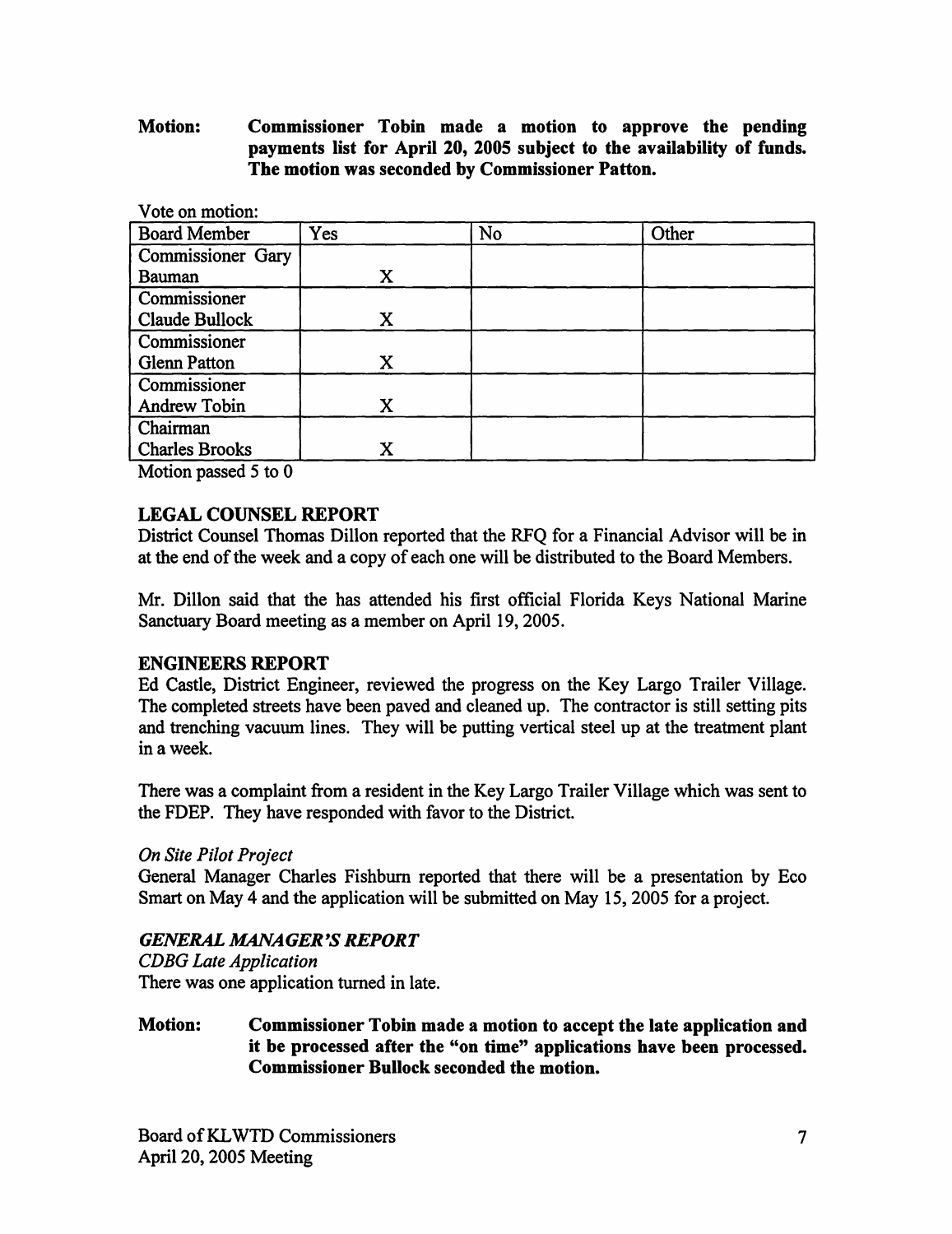**Motion: Commissioner Tobin made a motion to approve the pending payments list for April 20, 2005 subject to the availability of funds. The motion was seconded by Commissioner Patton.**

Vote on motion:

| Board Member | Yes | No | Other |
|---|---|---|---|
| Commissioner Gary Bauman | X | | |
| Commissioner Claude Bullock | X | | |
| Commissioner Glenn Patton | X | | |
| Commissioner Andrew Tobin | X | | |
| Chairman Charles Brooks | X | | |

Motion passed 5 to 0

## LEGAL COUNSEL REPORT

District Counsel Thomas Dillon reported that the RFQ for a Financial Advisor will be in at the end of the week and a copy of each one will be distributed to the Board Members.

Mr. Dillon said that the has attended his first official Florida Keys National Marine Sanctuary Board meeting as a member on April 19, 2005.

## ENGINEERS REPORT

Ed Castle, District Engineer, reviewed the progress on the Key Largo Trailer Village. The completed streets have been paved and cleaned up. The contractor is still setting pits and trenching vacuum lines. They will be putting vertical steel up at the treatment plant in a week.

There was a complaint from a resident in the Key Largo Trailer Village which was sent to the FDEP. They have responded with favor to the District.

*On Site Pilot Project*

General Manager Charles Fishburn reported that there will be a presentation by Eco Smart on May 4 and the application will be submitted on May 15, 2005 for a project.

## *GENERAL MANAGER'S REPORT*

*CDBG Late Application*

There was one application turned in late.

**Motion: Commissioner Tobin made a motion to accept the late application and it be processed after the "on time" applications have been processed. Commissioner Bullock seconded the motion.**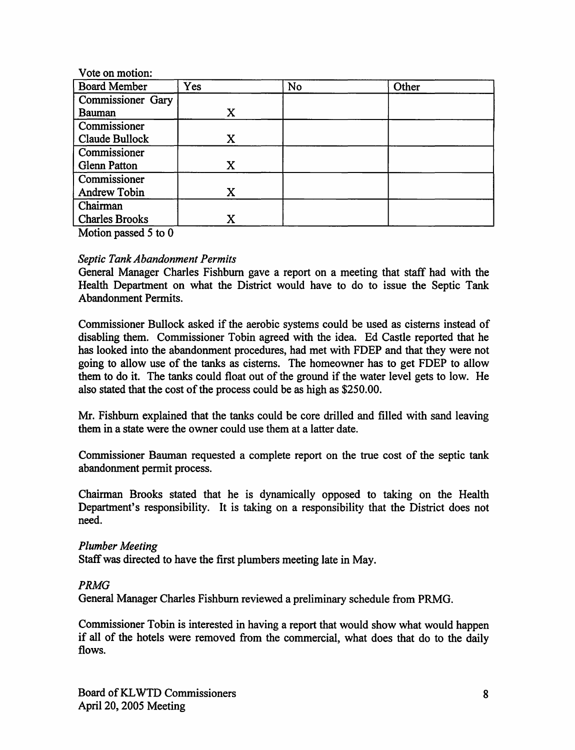Vote on motion:

| Board Member | Yes | No | Other |
|---|---|---|---|
| Commissioner Gary Bauman | X | | |
| Commissioner Claude Bullock | X | | |
| Commissioner Glenn Patton | X | | |
| Commissioner Andrew Tobin | X | | |
| Chairman Charles Brooks | X | | |

Motion passed 5 to 0

*Septic Tank Abandonment Permits*

General Manager Charles Fishburn gave a report on a meeting that staff had with the Health Department on what the District would have to do to issue the Septic Tank Abandonment Permits.

Commissioner Bullock asked if the aerobic systems could be used as cisterns instead of disabling them. Commissioner Tobin agreed with the idea. Ed Castle reported that he has looked into the abandonment procedures, had met with FDEP and that they were not going to allow use of the tanks as cisterns. The homeowner has to get FDEP to allow them to do it. The tanks could float out of the ground if the water level gets to low. He also stated that the cost of the process could be as high as $250.00.

Mr. Fishburn explained that the tanks could be core drilled and filled with sand leaving them in a state were the owner could use them at a latter date.

Commissioner Bauman requested a complete report on the true cost of the septic tank abandonment permit process.

Chairman Brooks stated that he is dynamically opposed to taking on the Health Department's responsibility. It is taking on a responsibility that the District does not need.

*Plumber Meeting*

Staff was directed to have the first plumbers meeting late in May.

*PRMG*

General Manager Charles Fishburn reviewed a preliminary schedule from PRMG.

Commissioner Tobin is interested in having a report that would show what would happen if all of the hotels were removed from the commercial, what does that do to the daily flows.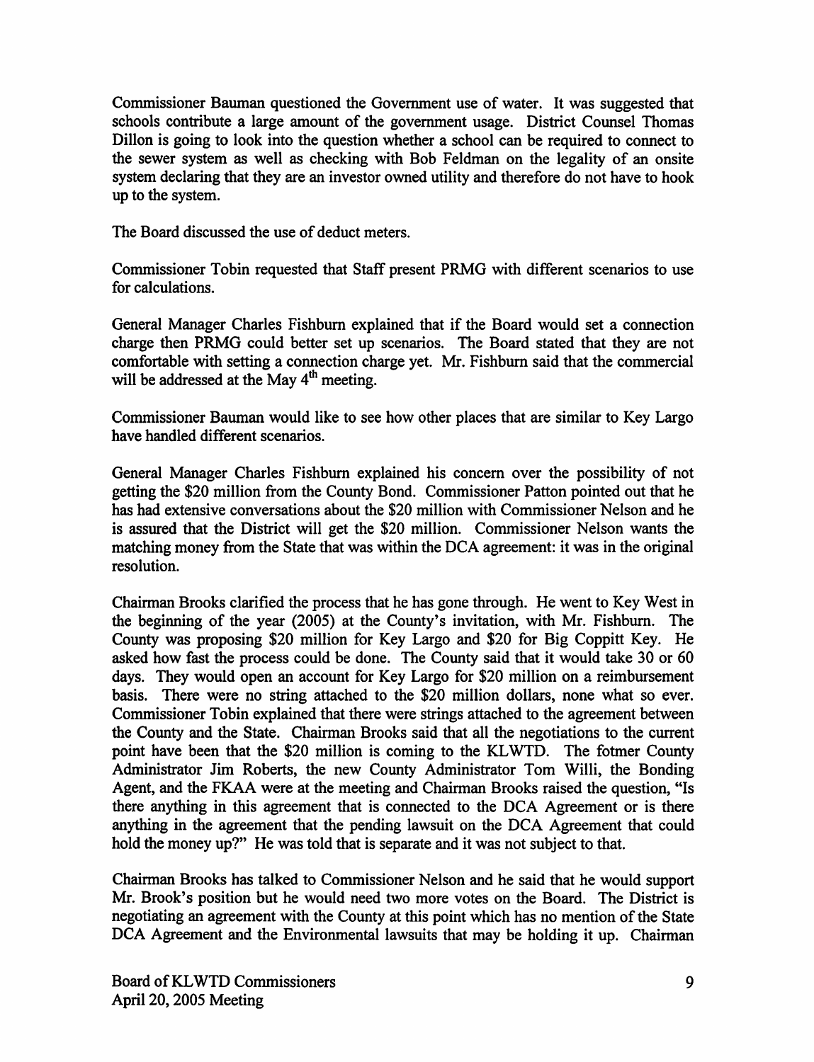Commissioner Bauman questioned the Government use of water. It was suggested that schools contribute a large amount of the government usage. District Counsel Thomas Dillon is going to look into the question whether a school can be required to connect to the sewer system as well as checking with Bob Feldman on the legality of an onsite system declaring that they are an investor owned utility and therefore do not have to hook up to the system.

The Board discussed the use of deduct meters.

Commissioner Tobin requested that Staff present PRMG with different scenarios to use for calculations.

General Manager Charles Fishburn explained that if the Board would set a connection charge then PRMG could better set up scenarios. The Board stated that they are not comfortable with setting a connection charge yet. Mr. Fishburn said that the commercial will be addressed at the May 4th meeting.

Commissioner Bauman would like to see how other places that are similar to Key Largo have handled different scenarios.

General Manager Charles Fishburn explained his concern over the possibility of not getting the $20 million from the County Bond. Commissioner Patton pointed out that he has had extensive conversations about the $20 million with Commissioner Nelson and he is assured that the District will get the $20 million. Commissioner Nelson wants the matching money from the State that was within the DCA agreement: it was in the original resolution.

Chairman Brooks clarified the process that he has gone through. He went to Key West in the beginning of the year (2005) at the County's invitation, with Mr. Fishburn. The County was proposing $20 million for Key Largo and $20 for Big Coppitt Key. He asked how fast the process could be done. The County said that it would take 30 or 60 days. They would open an account for Key Largo for $20 million on a reimbursement basis. There were no string attached to the $20 million dollars, none what so ever. Commissioner Tobin explained that there were strings attached to the agreement between the County and the State. Chairman Brooks said that all the negotiations to the current point have been that the $20 million is coming to the KLWTD. The fotmer County Administrator Jim Roberts, the new County Administrator Tom Willi, the Bonding Agent, and the FKAA were at the meeting and Chairman Brooks raised the question, "Is there anything in this agreement that is connected to the DCA Agreement or is there anything in the agreement that the pending lawsuit on the DCA Agreement that could hold the money up?" He was told that is separate and it was not subject to that.

Chairman Brooks has talked to Commissioner Nelson and he said that he would support Mr. Brook's position but he would need two more votes on the Board. The District is negotiating an agreement with the County at this point which has no mention of the State DCA Agreement and the Environmental lawsuits that may be holding it up. Chairman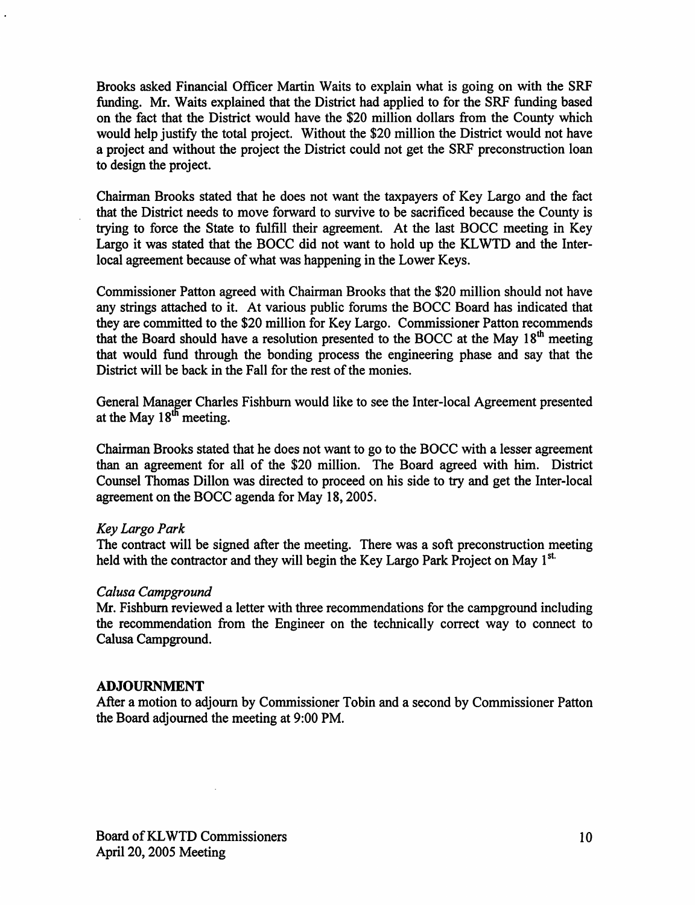Brooks asked Financial Officer Martin Waits to explain what is going on with the SRF funding. Mr. Waits explained that the District had applied to for the SRF funding based on the fact that the District would have the $20 million dollars from the County which would help justify the total project. Without the $20 million the District would not have a project and without the project the District could not get the SRF preconstruction loan to design the project.

Chairman Brooks stated that he does not want the taxpayers of Key Largo and the fact that the District needs to move forward to survive to be sacrificed because the County is trying to force the State to fulfill their agreement. At the last BOCC meeting in Key Largo it was stated that the BOCC did not want to hold up the KLWTD and the Inter-local agreement because of what was happening in the Lower Keys.

Commissioner Patton agreed with Chairman Brooks that the $20 million should not have any strings attached to it. At various public forums the BOCC Board has indicated that they are committed to the $20 million for Key Largo. Commissioner Patton recommends that the Board should have a resolution presented to the BOCC at the May 18th meeting that would fund through the bonding process the engineering phase and say that the District will be back in the Fall for the rest of the monies.

General Manager Charles Fishburn would like to see the Inter-local Agreement presented at the May 18th meeting.

Chairman Brooks stated that he does not want to go to the BOCC with a lesser agreement than an agreement for all of the $20 million. The Board agreed with him. District Counsel Thomas Dillon was directed to proceed on his side to try and get the Inter-local agreement on the BOCC agenda for May 18, 2005.

*Key Largo Park*

The contract will be signed after the meeting. There was a soft preconstruction meeting held with the contractor and they will begin the Key Largo Park Project on May 1st.

*Calusa Campground*

Mr. Fishburn reviewed a letter with three recommendations for the campground including the recommendation from the Engineer on the technically correct way to connect to Calusa Campground.

**ADJOURNMENT**

After a motion to adjourn by Commissioner Tobin and a second by Commissioner Patton the Board adjourned the meeting at 9:00 PM.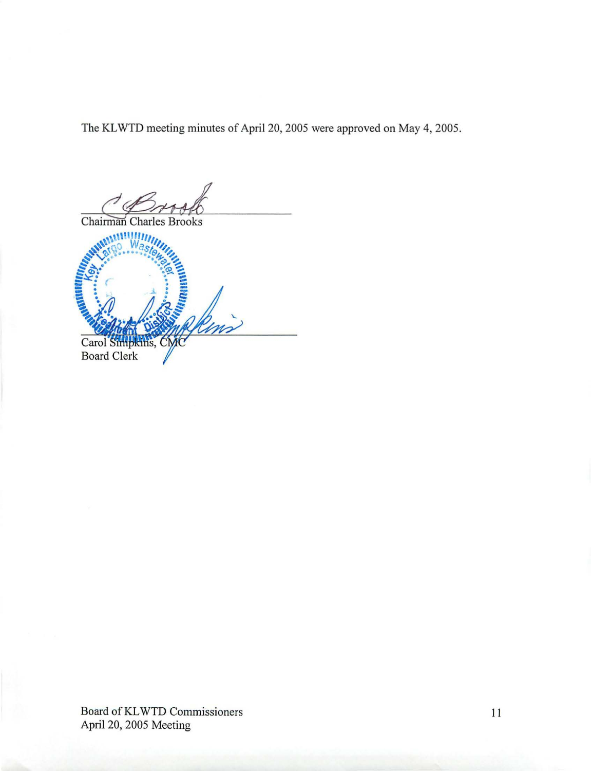The KLWTD meeting minutes of April 20, 2005 were approved on May 4, 2005.

Chairman Charles Brooks

Carol Simpkins, CMC
Board Clerk